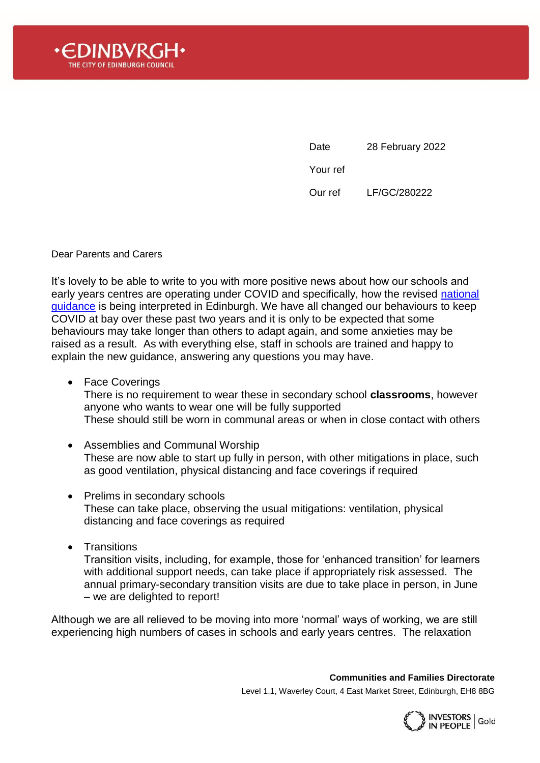| | |
|---|---|
| Date | 28 February 2022 |
| Your ref | |
| Our ref | LF/GC/280222 |

Dear Parents and Carers

It's lovely to be able to write to you with more positive news about how our schools and early years centres are operating under COVID and specifically, how the revised national guidance is being interpreted in Edinburgh. We have all changed our behaviours to keep COVID at bay over these past two years and it is only to be expected that some behaviours may take longer than others to adapt again, and some anxieties may be raised as a result. As with everything else, staff in schools are trained and happy to explain the new guidance, answering any questions you may have.

- Face Coverings
  There is no requirement to wear these in secondary school **classrooms**, however anyone who wants to wear one will be fully supported
  These should still be worn in communal areas or when in close contact with others

- Assemblies and Communal Worship
  These are now able to start up fully in person, with other mitigations in place, such as good ventilation, physical distancing and face coverings if required

- Prelims in secondary schools
  These can take place, observing the usual mitigations: ventilation, physical distancing and face coverings as required

- Transitions
  Transition visits, including, for example, those for 'enhanced transition' for learners with additional support needs, can take place if appropriately risk assessed. The annual primary-secondary transition visits are due to take place in person, in June – we are delighted to report!

Although we are all relieved to be moving into more 'normal' ways of working, we are still experiencing high numbers of cases in schools and early years centres. The relaxation

**Communities and Families Directorate**
Level 1.1, Waverley Court, 4 East Market Street, Edinburgh, EH8 8BG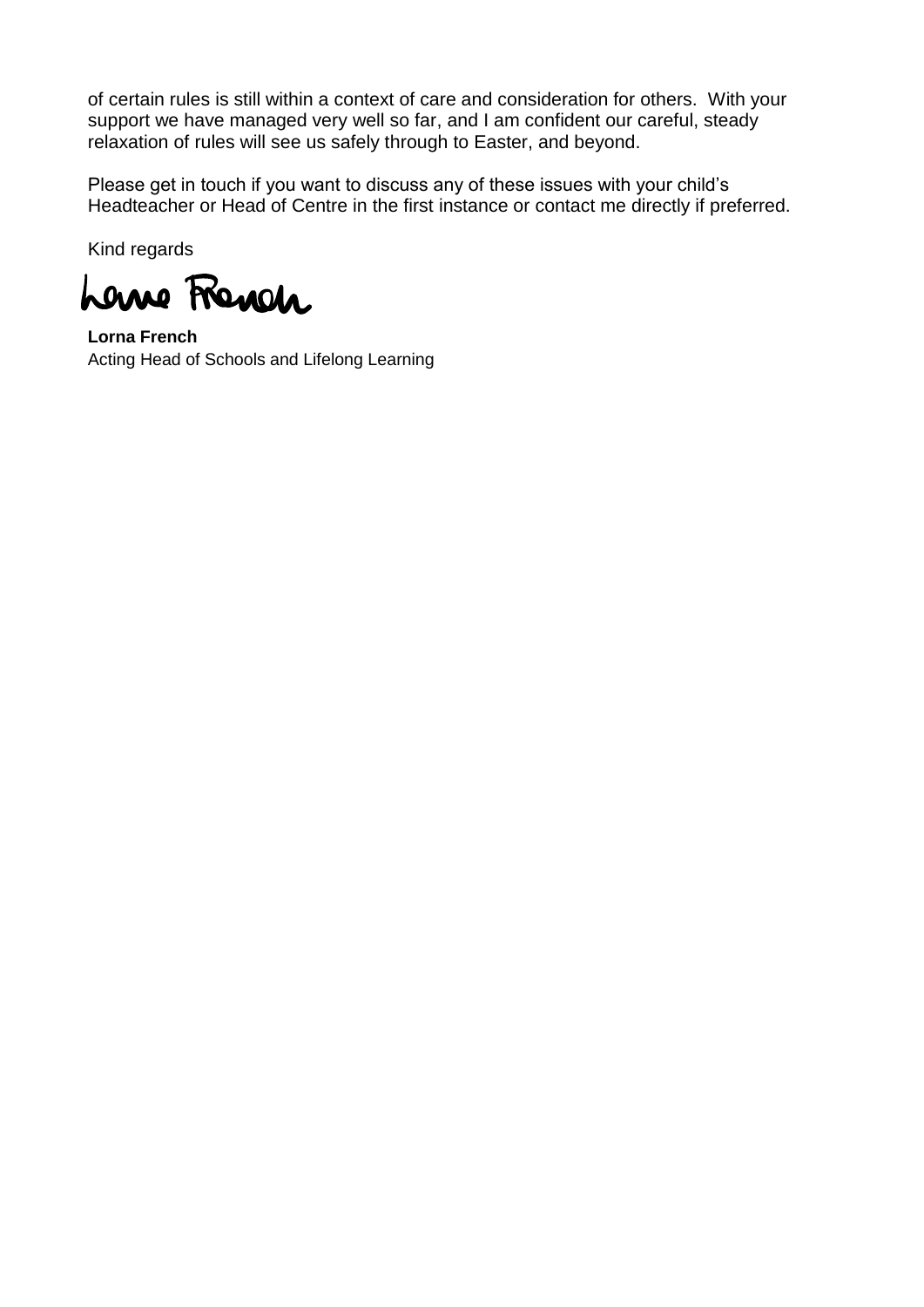of certain rules is still within a context of care and consideration for others. With your support we have managed very well so far, and I am confident our careful, steady relaxation of rules will see us safely through to Easter, and beyond.

Please get in touch if you want to discuss any of these issues with your child's Headteacher or Head of Centre in the first instance or contact me directly if preferred.

Kind regards

**Lorna French**
Acting Head of Schools and Lifelong Learning